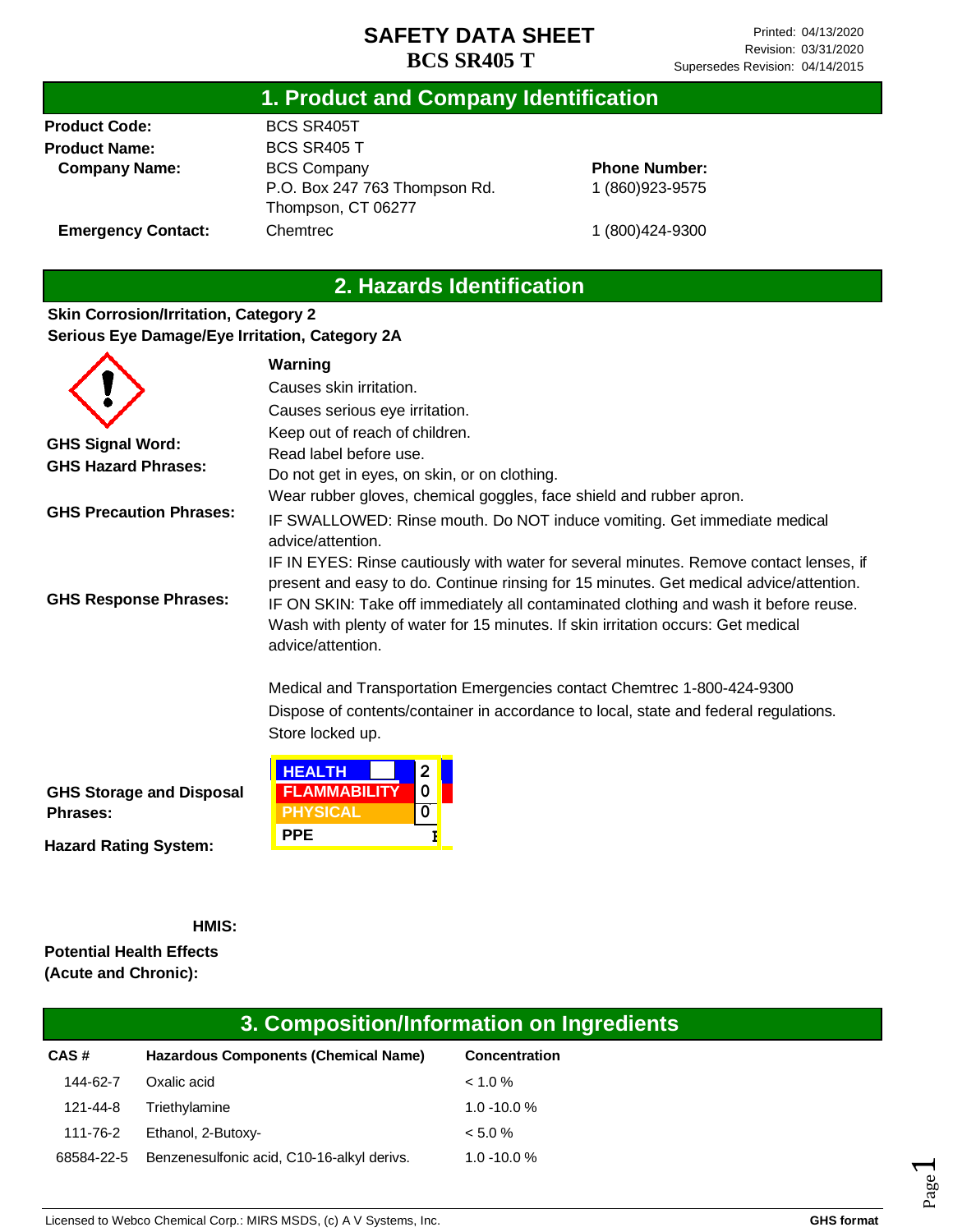# SAFETY DATA SHEET
# BCS SR405 T

Printed: 04/13/2020
Revision: 03/31/2020
Supersedes Revision: 04/14/2015

## 1. Product and Company Identification

**Product Code:** BCS SR405T

**Product Name:** BCS SR405 T

**Company Name:** BCS Company
P.O. Box 247 763 Thompson Rd.
Thompson, CT 06277

**Phone Number:** 1 (860)923-9575

**Emergency Contact:** Chemtrec 1 (800)424-9300

## 2. Hazards Identification

**Skin Corrosion/Irritation, Category 2**
**Serious Eye Damage/Eye Irritation, Category 2A**

**GHS Signal Word:** **Warning**

**GHS Hazard Phrases:**
Causes skin irritation.
Causes serious eye irritation.

**GHS Precaution Phrases:**
Keep out of reach of children.
Read label before use.
Do not get in eyes, on skin, or on clothing.
Wear rubber gloves, chemical goggles, face shield and rubber apron.

**GHS Response Phrases:**
IF SWALLOWED: Rinse mouth. Do NOT induce vomiting. Get immediate medical advice/attention.
IF IN EYES: Rinse cautiously with water for several minutes. Remove contact lenses, if present and easy to do. Continue rinsing for 15 minutes. Get medical advice/attention.
IF ON SKIN: Take off immediately all contaminated clothing and wash it before reuse. Wash with plenty of water for 15 minutes. If skin irritation occurs: Get medical advice/attention.

Medical and Transportation Emergencies contact Chemtrec 1-800-424-9300

**GHS Storage and Disposal Phrases:**
Dispose of contents/container in accordance to local, state and federal regulations.
Store locked up.

**Hazard Rating System:**

**HMIS:**

| | |
|---|---|
| HEALTH | 2 |
| FLAMMABILITY | 0 |
| PHYSICAL | 0 |
| PPE | I |

**Potential Health Effects (Acute and Chronic):**

## 3. Composition/Information on Ingredients

| CAS # | Hazardous Components (Chemical Name) | Concentration |
|---|---|---|
| 144-62-7 | Oxalic acid | < 1.0 % |
| 121-44-8 | Triethylamine | 1.0 -10.0 % |
| 111-76-2 | Ethanol, 2-Butoxy- | < 5.0 % |
| 68584-22-5 | Benzenesulfonic acid, C10-16-alkyl derivs. | 1.0 -10.0 % |

Licensed to Webco Chemical Corp.: MIRS MSDS, (c) A V Systems, Inc. GHS format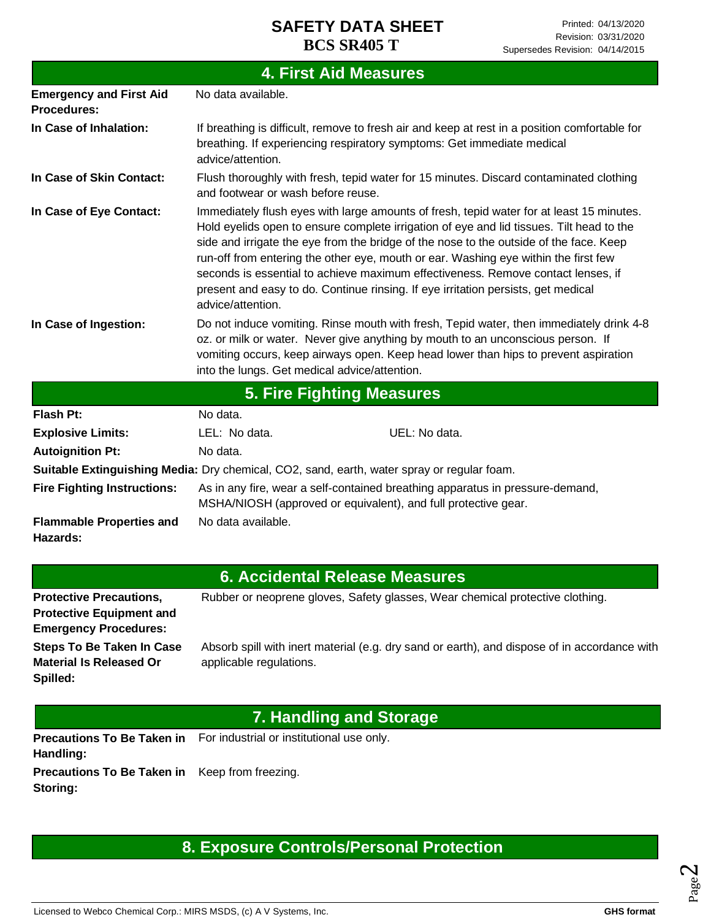## 4. First Aid Measures

**Emergency and First Aid Procedures:** No data available.

**In Case of Inhalation:** If breathing is difficult, remove to fresh air and keep at rest in a position comfortable for breathing. If experiencing respiratory symptoms: Get immediate medical advice/attention.

**In Case of Skin Contact:** Flush thoroughly with fresh, tepid water for 15 minutes. Discard contaminated clothing and footwear or wash before reuse.

**In Case of Eye Contact:** Immediately flush eyes with large amounts of fresh, tepid water for at least 15 minutes. Hold eyelids open to ensure complete irrigation of eye and lid tissues. Tilt head to the side and irrigate the eye from the bridge of the nose to the outside of the face. Keep run-off from entering the other eye, mouth or ear. Washing eye within the first few seconds is essential to achieve maximum effectiveness. Remove contact lenses, if present and easy to do. Continue rinsing. If eye irritation persists, get medical advice/attention.

**In Case of Ingestion:** Do not induce vomiting. Rinse mouth with fresh, Tepid water, then immediately drink 4-8 oz. or milk or water. Never give anything by mouth to an unconscious person. If vomiting occurs, keep airways open. Keep head lower than hips to prevent aspiration into the lungs. Get medical advice/attention.

## 5. Fire Fighting Measures

**Flash Pt:** No data.

**Explosive Limits:** LEL: No data. UEL: No data.

**Autoignition Pt:** No data.

**Suitable Extinguishing Media:** Dry chemical, CO2, sand, earth, water spray or regular foam.

**Fire Fighting Instructions:** As in any fire, wear a self-contained breathing apparatus in pressure-demand, MSHA/NIOSH (approved or equivalent), and full protective gear.

**Flammable Properties and Hazards:** No data available.

## 6. Accidental Release Measures

**Protective Precautions, Protective Equipment and Emergency Procedures:** Rubber or neoprene gloves, Safety glasses, Wear chemical protective clothing.

**Steps To Be Taken In Case Material Is Released Or Spilled:** Absorb spill with inert material (e.g. dry sand or earth), and dispose of in accordance with applicable regulations.

## 7. Handling and Storage

**Precautions To Be Taken in Handling:** For industrial or institutional use only.

**Precautions To Be Taken in Storing:** Keep from freezing.

## 8. Exposure Controls/Personal Protection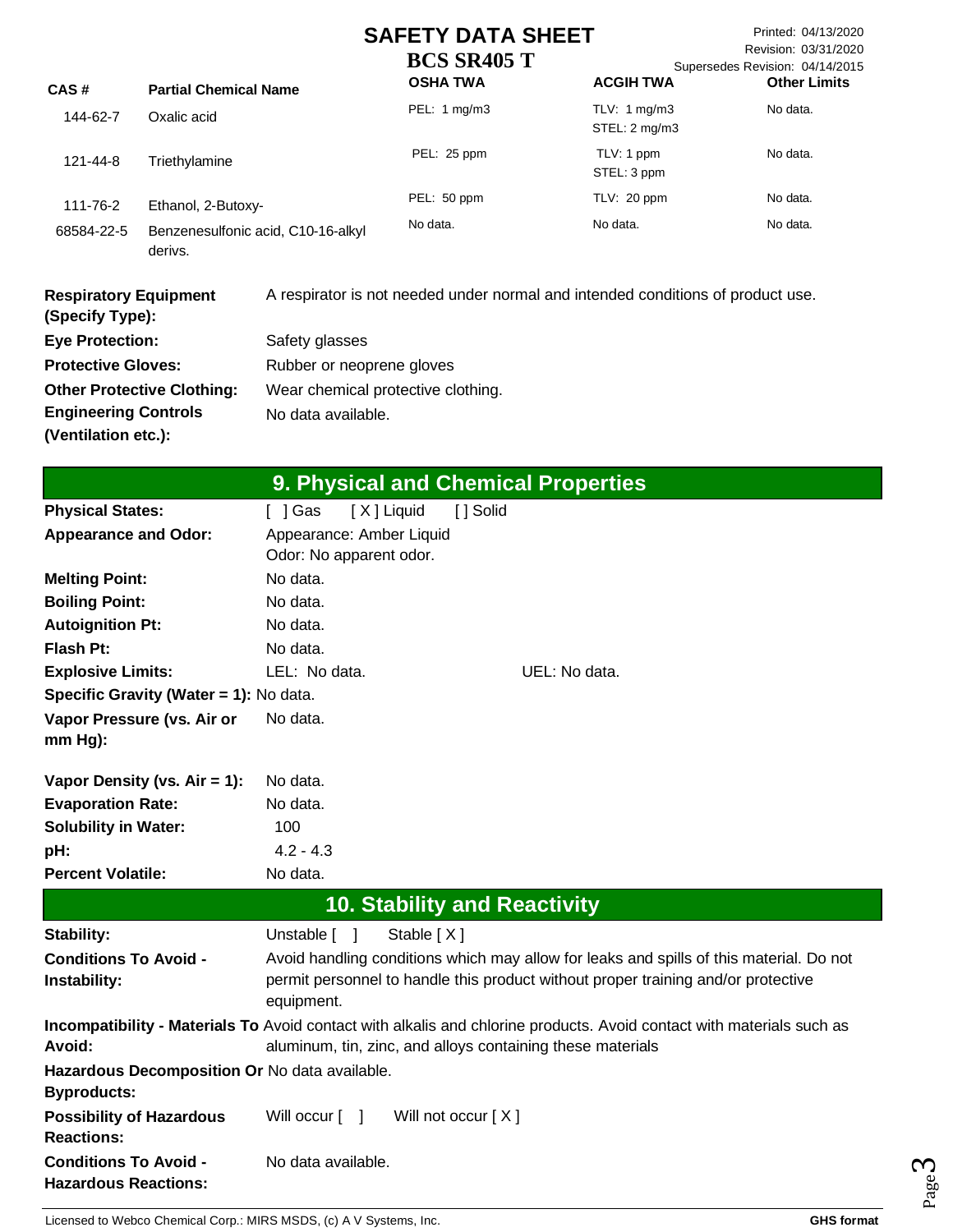| CAS # | Partial Chemical Name | OSHA TWA | ACGIH TWA | Other Limits |
|---|---|---|---|---|
| 144-62-7 | Oxalic acid | PEL: 1 mg/m3 | TLV: 1 mg/m3<br>STEL: 2 mg/m3 | No data. |
| 121-44-8 | Triethylamine | PEL: 25 ppm | TLV: 1 ppm<br>STEL: 3 ppm | No data. |
| 111-76-2 | Ethanol, 2-Butoxy- | PEL: 50 ppm | TLV: 20 ppm | No data. |
| 68584-22-5 | Benzenesulfonic acid, C10-16-alkyl derivs. | No data. | No data. | No data. |

**Respiratory Equipment (Specify Type):** A respirator is not needed under normal and intended conditions of product use.

**Eye Protection:** Safety glasses

**Protective Gloves:** Rubber or neoprene gloves

**Other Protective Clothing:** Wear chemical protective clothing.

**Engineering Controls (Ventilation etc.):** No data available.

## 9. Physical and Chemical Properties

**Physical States:** [ ] Gas [ X ] Liquid [ ] Solid

**Appearance and Odor:** Appearance: Amber Liquid
Odor: No apparent odor.

**Melting Point:** No data.

**Boiling Point:** No data.

**Autoignition Pt:** No data.

**Flash Pt:** No data.

**Explosive Limits:** LEL: No data. UEL: No data.

**Specific Gravity (Water = 1):** No data.

**Vapor Pressure (vs. Air or mm Hg):** No data.

**Vapor Density (vs. Air = 1):** No data.

**Evaporation Rate:** No data.

**Solubility in Water:** 100

**pH:** 4.2 - 4.3

**Percent Volatile:** No data.

## 10. Stability and Reactivity

**Stability:** Unstable [ ] Stable [ X ]

**Conditions To Avoid - Instability:** Avoid handling conditions which may allow for leaks and spills of this material. Do not permit personnel to handle this product without proper training and/or protective equipment.

**Incompatibility - Materials To Avoid:** Avoid contact with alkalis and chlorine products. Avoid contact with materials such as aluminum, tin, zinc, and alloys containing these materials

**Hazardous Decomposition Or Byproducts:** No data available.

**Possibility of Hazardous Reactions:** Will occur [ ] Will not occur [ X ]

**Conditions To Avoid - Hazardous Reactions:** No data available.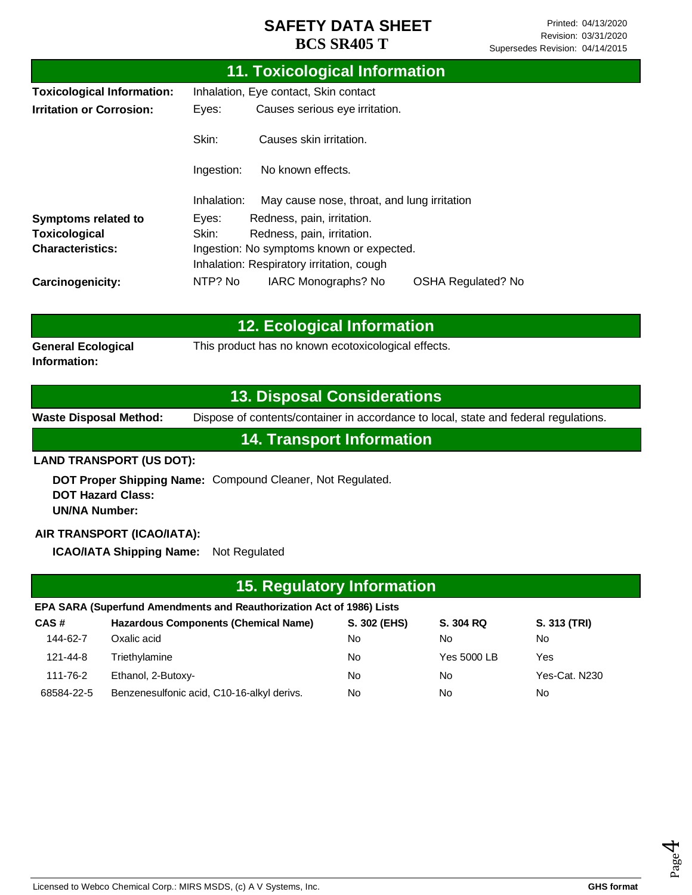## 11. Toxicological Information

**Toxicological Information:** Inhalation, Eye contact, Skin contact

**Irritation or Corrosion:**

- Eyes: Causes serious eye irritation.
- Skin: Causes skin irritation.
- Ingestion: No known effects.
- Inhalation: May cause nose, throat, and lung irritation

**Symptoms related to Toxicological Characteristics:**

- Eyes: Redness, pain, irritation.
- Skin: Redness, pain, irritation.
- Ingestion: No symptoms known or expected.
- Inhalation: Respiratory irritation, cough

**Carcinogenicity:** NTP? No IARC Monographs? No OSHA Regulated? No

## 12. Ecological Information

**General Ecological Information:** This product has no known ecotoxicological effects.

## 13. Disposal Considerations

**Waste Disposal Method:** Dispose of contents/container in accordance to local, state and federal regulations.

## 14. Transport Information

**LAND TRANSPORT (US DOT):**

**DOT Proper Shipping Name:** Compound Cleaner, Not Regulated.
**DOT Hazard Class:**
**UN/NA Number:**

**AIR TRANSPORT (ICAO/IATA):**

**ICAO/IATA Shipping Name:** Not Regulated

## 15. Regulatory Information

**EPA SARA (Superfund Amendments and Reauthorization Act of 1986) Lists**

| CAS # | Hazardous Components (Chemical Name) | S. 302 (EHS) | S. 304 RQ | S. 313 (TRI) |
|---|---|---|---|---|
| 144-62-7 | Oxalic acid | No | No | No |
| 121-44-8 | Triethylamine | No | Yes 5000 LB | Yes |
| 111-76-2 | Ethanol, 2-Butoxy- | No | No | Yes-Cat. N230 |
| 68584-22-5 | Benzenesulfonic acid, C10-16-alkyl derivs. | No | No | No |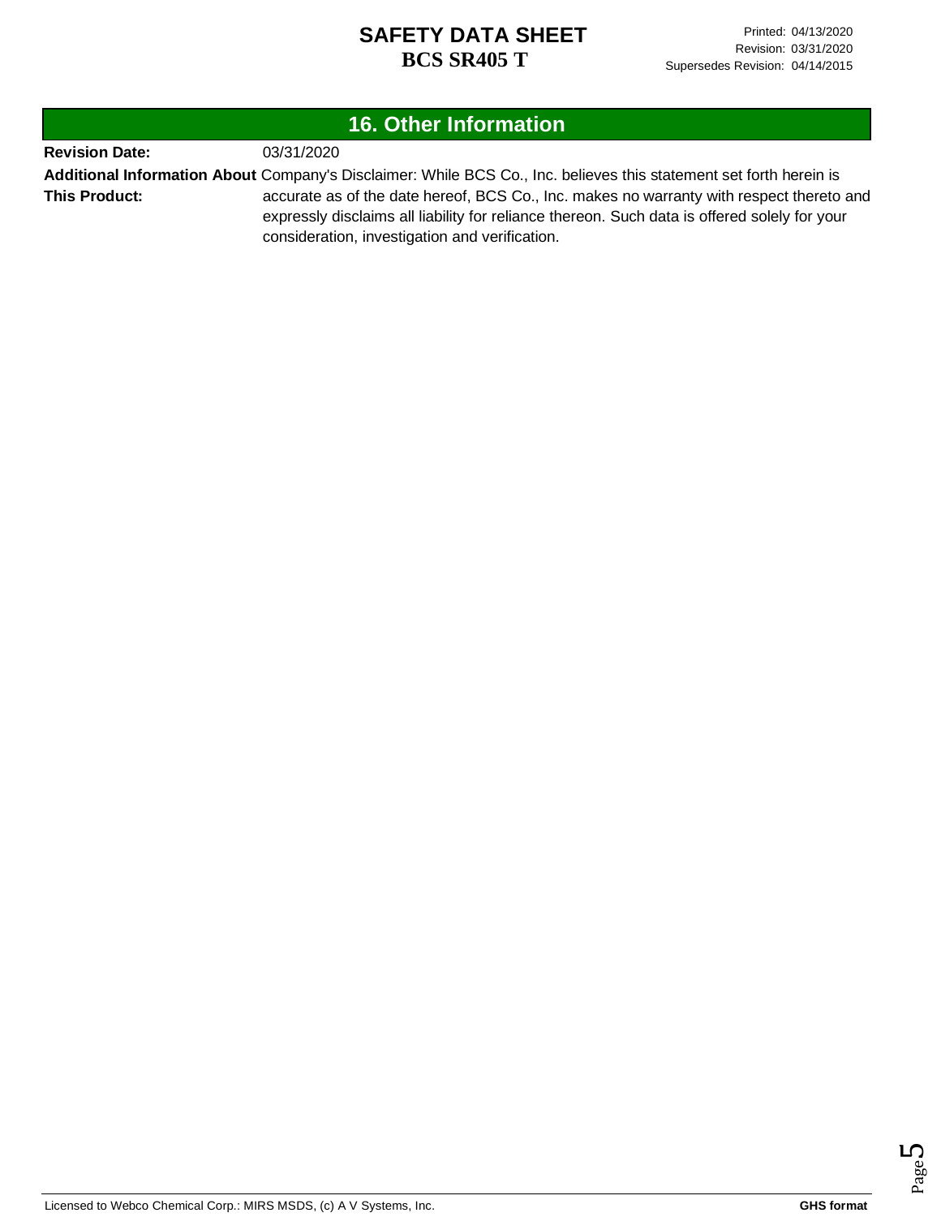## 16. Other Information

**Revision Date:** 03/31/2020

**Additional Information About This Product:** Company's Disclaimer: While BCS Co., Inc. believes this statement set forth herein is accurate as of the date hereof, BCS Co., Inc. makes no warranty with respect thereto and expressly disclaims all liability for reliance thereon. Such data is offered solely for your consideration, investigation and verification.